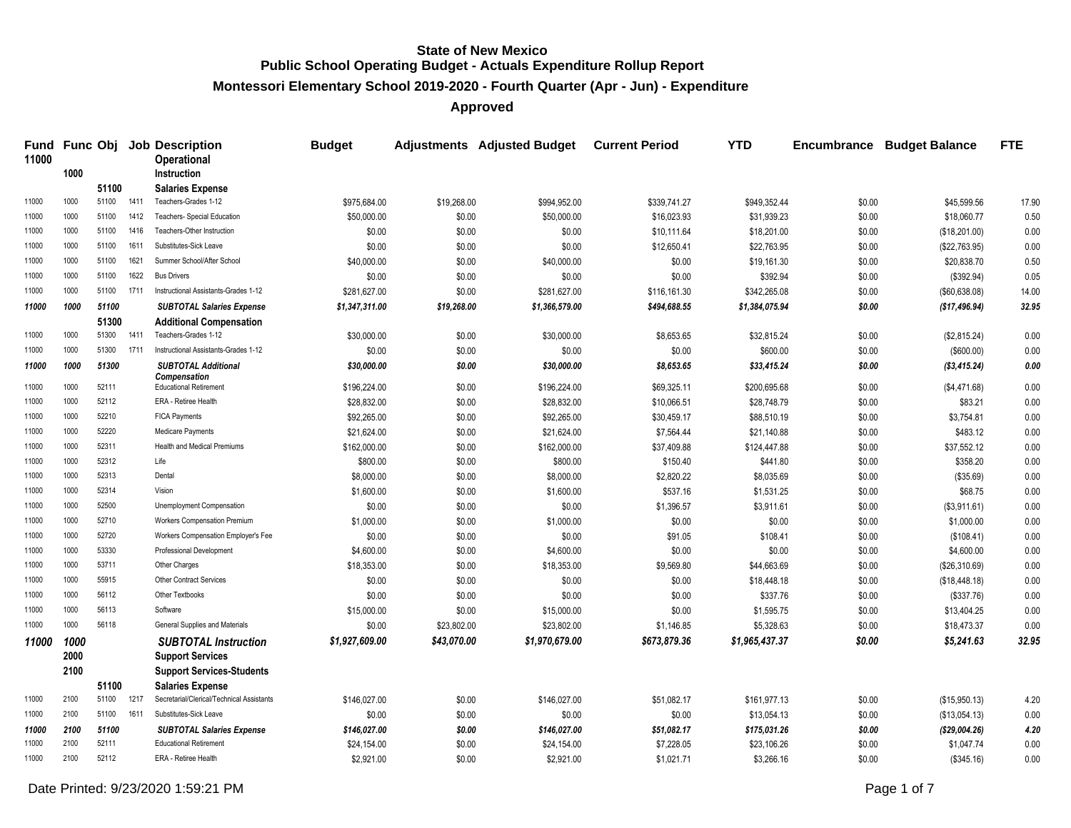# State of New Mexico
## Public School Operating Budget - Actuals Expenditure Rollup Report
### Montessori Elementary School 2019-2020 - Fourth Quarter (Apr - Jun) - Expenditure
### Approved

| Fund | Func | Obj | Job | Description | Budget | Adjustments | Adjusted Budget | Current Period | YTD | Encumbrance | Budget Balance | FTE |
|---|---|---|---|---|---|---|---|---|---|---|---|---|
| 11000 | | | | Operational | | | | | | | | |
| | 1000 | | | Instruction | | | | | | | | |
| | | 51100 | | Salaries Expense | | | | | | | | |
| 11000 | 1000 | 51100 | 1411 | Teachers-Grades 1-12 | $975,684.00 | $19,268.00 | $994,952.00 | $339,741.27 | $949,352.44 | $0.00 | $45,599.56 | 17.90 |
| 11000 | 1000 | 51100 | 1412 | Teachers- Special Education | $50,000.00 | $0.00 | $50,000.00 | $16,023.93 | $31,939.23 | $0.00 | $18,060.77 | 0.50 |
| 11000 | 1000 | 51100 | 1416 | Teachers-Other Instruction | $0.00 | $0.00 | $0.00 | $10,111.64 | $18,201.00 | $0.00 | ($18,201.00) | 0.00 |
| 11000 | 1000 | 51100 | 1611 | Substitutes-Sick Leave | $0.00 | $0.00 | $0.00 | $12,650.41 | $22,763.95 | $0.00 | ($22,763.95) | 0.00 |
| 11000 | 1000 | 51100 | 1621 | Summer School/After School | $40,000.00 | $0.00 | $40,000.00 | $0.00 | $19,161.30 | $0.00 | $20,838.70 | 0.50 |
| 11000 | 1000 | 51100 | 1622 | Bus Drivers | $0.00 | $0.00 | $0.00 | $0.00 | $392.94 | $0.00 | ($392.94) | 0.05 |
| 11000 | 1000 | 51100 | 1711 | Instructional Assistants-Grades 1-12 | $281,627.00 | $0.00 | $281,627.00 | $116,161.30 | $342,265.08 | $0.00 | ($60,638.08) | 14.00 |
| ***11000*** | ***1000*** | ***51100*** | | ***SUBTOTAL Salaries Expense*** | ***$1,347,311.00*** | ***$19,268.00*** | ***$1,366,579.00*** | ***$494,688.55*** | ***$1,384,075.94*** | ***$0.00*** | ***($17,496.94)*** | ***32.95*** |
| | | 51300 | | Additional Compensation | | | | | | | | |
| 11000 | 1000 | 51300 | 1411 | Teachers-Grades 1-12 | $30,000.00 | $0.00 | $30,000.00 | $8,653.65 | $32,815.24 | $0.00 | ($2,815.24) | 0.00 |
| 11000 | 1000 | 51300 | 1711 | Instructional Assistants-Grades 1-12 | $0.00 | $0.00 | $0.00 | $0.00 | $600.00 | $0.00 | ($600.00) | 0.00 |
| ***11000*** | ***1000*** | ***51300*** | | ***SUBTOTAL Additional Compensation*** | ***$30,000.00*** | ***$0.00*** | ***$30,000.00*** | ***$8,653.65*** | ***$33,415.24*** | ***$0.00*** | ***($3,415.24)*** | ***0.00*** |
| 11000 | 1000 | 52111 | | Educational Retirement | $196,224.00 | $0.00 | $196,224.00 | $69,325.11 | $200,695.68 | $0.00 | ($4,471.68) | 0.00 |
| 11000 | 1000 | 52112 | | ERA - Retiree Health | $28,832.00 | $0.00 | $28,832.00 | $10,066.51 | $28,748.79 | $0.00 | $83.21 | 0.00 |
| 11000 | 1000 | 52210 | | FICA Payments | $92,265.00 | $0.00 | $92,265.00 | $30,459.17 | $88,510.19 | $0.00 | $3,754.81 | 0.00 |
| 11000 | 1000 | 52220 | | Medicare Payments | $21,624.00 | $0.00 | $21,624.00 | $7,564.44 | $21,140.88 | $0.00 | $483.12 | 0.00 |
| 11000 | 1000 | 52311 | | Health and Medical Premiums | $162,000.00 | $0.00 | $162,000.00 | $37,409.88 | $124,447.88 | $0.00 | $37,552.12 | 0.00 |
| 11000 | 1000 | 52312 | | Life | $800.00 | $0.00 | $800.00 | $150.40 | $441.80 | $0.00 | $358.20 | 0.00 |
| 11000 | 1000 | 52313 | | Dental | $8,000.00 | $0.00 | $8,000.00 | $2,820.22 | $8,035.69 | $0.00 | ($35.69) | 0.00 |
| 11000 | 1000 | 52314 | | Vision | $1,600.00 | $0.00 | $1,600.00 | $537.16 | $1,531.25 | $0.00 | $68.75 | 0.00 |
| 11000 | 1000 | 52500 | | Unemployment Compensation | $0.00 | $0.00 | $0.00 | $1,396.57 | $3,911.61 | $0.00 | ($3,911.61) | 0.00 |
| 11000 | 1000 | 52710 | | Workers Compensation Premium | $1,000.00 | $0.00 | $1,000.00 | $0.00 | $0.00 | $0.00 | $1,000.00 | 0.00 |
| 11000 | 1000 | 52720 | | Workers Compensation Employer's Fee | $0.00 | $0.00 | $0.00 | $91.05 | $108.41 | $0.00 | ($108.41) | 0.00 |
| 11000 | 1000 | 53330 | | Professional Development | $4,600.00 | $0.00 | $4,600.00 | $0.00 | $0.00 | $0.00 | $4,600.00 | 0.00 |
| 11000 | 1000 | 53711 | | Other Charges | $18,353.00 | $0.00 | $18,353.00 | $9,569.80 | $44,663.69 | $0.00 | ($26,310.69) | 0.00 |
| 11000 | 1000 | 55915 | | Other Contract Services | $0.00 | $0.00 | $0.00 | $0.00 | $18,448.18 | $0.00 | ($18,448.18) | 0.00 |
| 11000 | 1000 | 56112 | | Other Textbooks | $0.00 | $0.00 | $0.00 | $0.00 | $337.76 | $0.00 | ($337.76) | 0.00 |
| 11000 | 1000 | 56113 | | Software | $15,000.00 | $0.00 | $15,000.00 | $0.00 | $1,595.75 | $0.00 | $13,404.25 | 0.00 |
| 11000 | 1000 | 56118 | | General Supplies and Materials | $0.00 | $23,802.00 | $23,802.00 | $1,146.85 | $5,328.63 | $0.00 | $18,473.37 | 0.00 |
| ***11000*** | ***1000*** | | | ***SUBTOTAL Instruction*** | ***$1,927,609.00*** | ***$43,070.00*** | ***$1,970,679.00*** | ***$673,879.36*** | ***$1,965,437.37*** | ***$0.00*** | ***$5,241.63*** | ***32.95*** |
| | 2000 | | | Support Services | | | | | | | | |
| | 2100 | | | Support Services-Students | | | | | | | | |
| | | 51100 | | Salaries Expense | | | | | | | | |
| 11000 | 2100 | 51100 | 1217 | Secretarial/Clerical/Technical Assistants | $146,027.00 | $0.00 | $146,027.00 | $51,082.17 | $161,977.13 | $0.00 | ($15,950.13) | 4.20 |
| 11000 | 2100 | 51100 | 1611 | Substitutes-Sick Leave | $0.00 | $0.00 | $0.00 | $0.00 | $13,054.13 | $0.00 | ($13,054.13) | 0.00 |
| ***11000*** | ***2100*** | ***51100*** | | ***SUBTOTAL Salaries Expense*** | ***$146,027.00*** | ***$0.00*** | ***$146,027.00*** | ***$51,082.17*** | ***$175,031.26*** | ***$0.00*** | ***($29,004.26)*** | ***4.20*** |
| 11000 | 2100 | 52111 | | Educational Retirement | $24,154.00 | $0.00 | $24,154.00 | $7,228.05 | $23,106.26 | $0.00 | $1,047.74 | 0.00 |
| 11000 | 2100 | 52112 | | ERA - Retiree Health | $2,921.00 | $0.00 | $2,921.00 | $1,021.71 | $3,266.16 | $0.00 | ($345.16) | 0.00 |

Date Printed: 9/23/2020 1:59:21 PM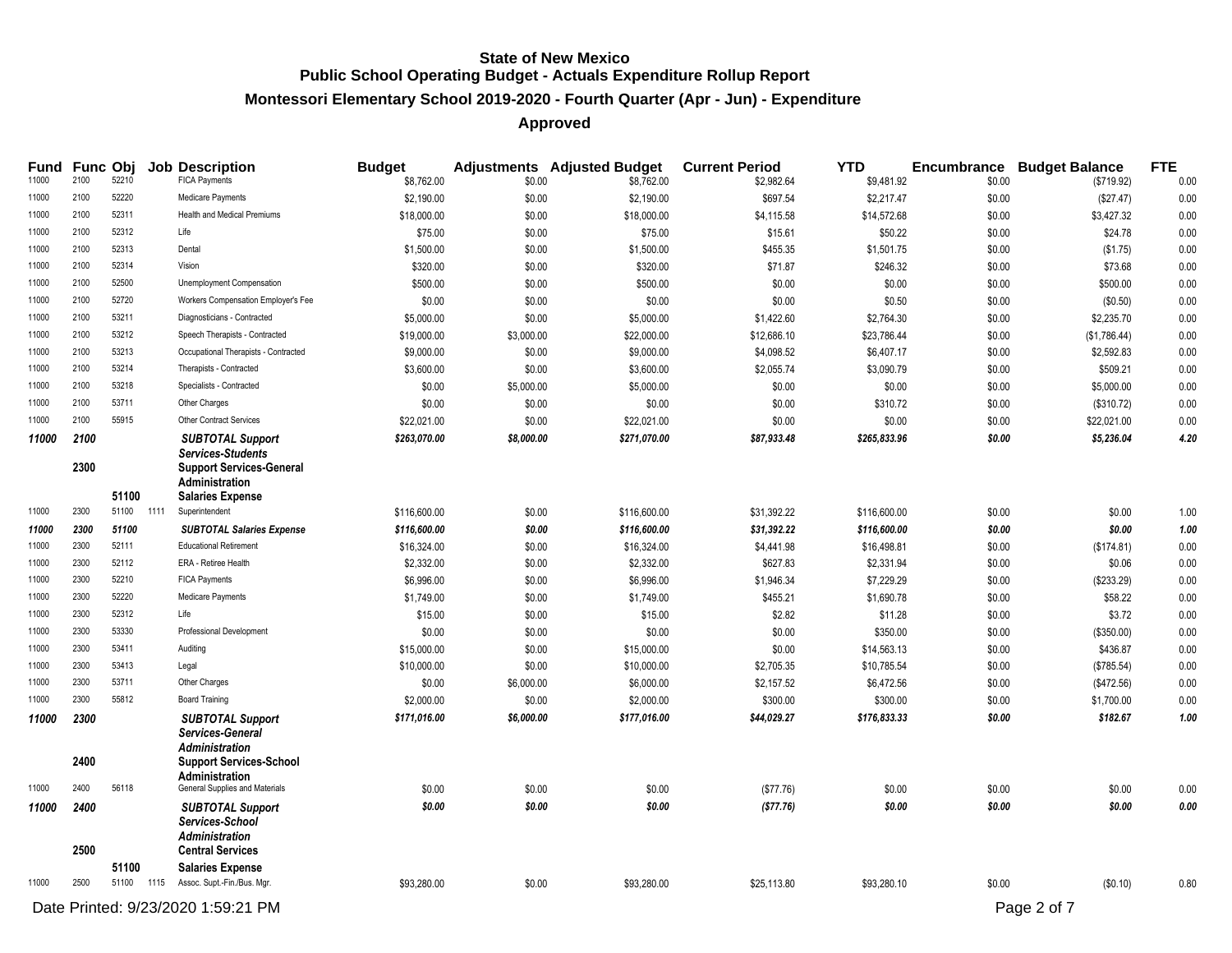**State of New Mexico**
**Public School Operating Budget - Actuals Expenditure Rollup Report**
**Montessori Elementary School 2019-2020 - Fourth Quarter (Apr - Jun) - Expenditure**
**Approved**

| Fund | Func | Obj | Job | Description | Budget | Adjustments | Adjusted Budget | Current Period | YTD | Encumbrance | Budget Balance | FTE |
|---|---|---|---|---|---|---|---|---|---|---|---|---|
| 11000 | 2100 | 52210 | | FICA Payments | $8,762.00 | $0.00 | $8,762.00 | $2,982.64 | $9,481.92 | $0.00 | ($719.92) | 0.00 |
| 11000 | 2100 | 52220 | | Medicare Payments | $2,190.00 | $0.00 | $2,190.00 | $697.54 | $2,217.47 | $0.00 | ($27.47) | 0.00 |
| 11000 | 2100 | 52311 | | Health and Medical Premiums | $18,000.00 | $0.00 | $18,000.00 | $4,115.58 | $14,572.68 | $0.00 | $3,427.32 | 0.00 |
| 11000 | 2100 | 52312 | | Life | $75.00 | $0.00 | $75.00 | $15.61 | $50.22 | $0.00 | $24.78 | 0.00 |
| 11000 | 2100 | 52313 | | Dental | $1,500.00 | $0.00 | $1,500.00 | $455.35 | $1,501.75 | $0.00 | ($1.75) | 0.00 |
| 11000 | 2100 | 52314 | | Vision | $320.00 | $0.00 | $320.00 | $71.87 | $246.32 | $0.00 | $73.68 | 0.00 |
| 11000 | 2100 | 52500 | | Unemployment Compensation | $500.00 | $0.00 | $500.00 | $0.00 | $0.00 | $0.00 | $500.00 | 0.00 |
| 11000 | 2100 | 52720 | | Workers Compensation Employer's Fee | $0.00 | $0.00 | $0.00 | $0.00 | $0.50 | $0.00 | ($0.50) | 0.00 |
| 11000 | 2100 | 53211 | | Diagnosticians - Contracted | $5,000.00 | $0.00 | $5,000.00 | $1,422.60 | $2,764.30 | $0.00 | $2,235.70 | 0.00 |
| 11000 | 2100 | 53212 | | Speech Therapists - Contracted | $19,000.00 | $3,000.00 | $22,000.00 | $12,686.10 | $23,786.44 | $0.00 | ($1,786.44) | 0.00 |
| 11000 | 2100 | 53213 | | Occupational Therapists - Contracted | $9,000.00 | $0.00 | $9,000.00 | $4,098.52 | $6,407.17 | $0.00 | $2,592.83 | 0.00 |
| 11000 | 2100 | 53214 | | Therapists - Contracted | $3,600.00 | $0.00 | $3,600.00 | $2,055.74 | $3,090.79 | $0.00 | $509.21 | 0.00 |
| 11000 | 2100 | 53218 | | Specialists - Contracted | $0.00 | $5,000.00 | $5,000.00 | $0.00 | $0.00 | $0.00 | $5,000.00 | 0.00 |
| 11000 | 2100 | 53711 | | Other Charges | $0.00 | $0.00 | $0.00 | $0.00 | $310.72 | $0.00 | ($310.72) | 0.00 |
| 11000 | 2100 | 55915 | | Other Contract Services | $22,021.00 | $0.00 | $22,021.00 | $0.00 | $0.00 | $0.00 | $22,021.00 | 0.00 |
| ***11000*** | ***2100*** | | | ***SUBTOTAL Support Services-Students*** | ***$263,070.00*** | ***$8,000.00*** | ***$271,070.00*** | ***$87,933.48*** | ***$265,833.96*** | ***$0.00*** | ***$5,236.04*** | ***4.20*** |
| | **2300** | | | **Support Services-General Administration** | | | | | | | | |
| | | **51100** | | **Salaries Expense** | | | | | | | | |
| 11000 | 2300 | 51100 | 1111 | Superintendent | $116,600.00 | $0.00 | $116,600.00 | $31,392.22 | $116,600.00 | $0.00 | $0.00 | 1.00 |
| ***11000*** | ***2300*** | ***51100*** | | ***SUBTOTAL Salaries Expense*** | ***$116,600.00*** | ***$0.00*** | ***$116,600.00*** | ***$31,392.22*** | ***$116,600.00*** | ***$0.00*** | ***$0.00*** | ***1.00*** |
| 11000 | 2300 | 52111 | | Educational Retirement | $16,324.00 | $0.00 | $16,324.00 | $4,441.98 | $16,498.81 | $0.00 | ($174.81) | 0.00 |
| 11000 | 2300 | 52112 | | ERA - Retiree Health | $2,332.00 | $0.00 | $2,332.00 | $627.83 | $2,331.94 | $0.00 | $0.06 | 0.00 |
| 11000 | 2300 | 52210 | | FICA Payments | $6,996.00 | $0.00 | $6,996.00 | $1,946.34 | $7,229.29 | $0.00 | ($233.29) | 0.00 |
| 11000 | 2300 | 52220 | | Medicare Payments | $1,749.00 | $0.00 | $1,749.00 | $455.21 | $1,690.78 | $0.00 | $58.22 | 0.00 |
| 11000 | 2300 | 52312 | | Life | $15.00 | $0.00 | $15.00 | $2.82 | $11.28 | $0.00 | $3.72 | 0.00 |
| 11000 | 2300 | 53330 | | Professional Development | $0.00 | $0.00 | $0.00 | $0.00 | $350.00 | $0.00 | ($350.00) | 0.00 |
| 11000 | 2300 | 53411 | | Auditing | $15,000.00 | $0.00 | $15,000.00 | $0.00 | $14,563.13 | $0.00 | $436.87 | 0.00 |
| 11000 | 2300 | 53413 | | Legal | $10,000.00 | $0.00 | $10,000.00 | $2,705.35 | $10,785.54 | $0.00 | ($785.54) | 0.00 |
| 11000 | 2300 | 53711 | | Other Charges | $0.00 | $6,000.00 | $6,000.00 | $2,157.52 | $6,472.56 | $0.00 | ($472.56) | 0.00 |
| 11000 | 2300 | 55812 | | Board Training | $2,000.00 | $0.00 | $2,000.00 | $300.00 | $300.00 | $0.00 | $1,700.00 | 0.00 |
| ***11000*** | ***2300*** | | | ***SUBTOTAL Support Services-General Administration*** | ***$171,016.00*** | ***$6,000.00*** | ***$177,016.00*** | ***$44,029.27*** | ***$176,833.33*** | ***$0.00*** | ***$182.67*** | ***1.00*** |
| | **2400** | | | **Support Services-School Administration** | | | | | | | | |
| 11000 | 2400 | 56118 | | General Supplies and Materials | $0.00 | $0.00 | $0.00 | ($77.76) | $0.00 | $0.00 | $0.00 | 0.00 |
| ***11000*** | ***2400*** | | | ***SUBTOTAL Support Services-School Administration*** | ***$0.00*** | ***$0.00*** | ***$0.00*** | ***($77.76)*** | ***$0.00*** | ***$0.00*** | ***$0.00*** | ***0.00*** |
| | **2500** | | | **Central Services** | | | | | | | | |
| | | **51100** | | **Salaries Expense** | | | | | | | | |
| 11000 | 2500 | 51100 | 1115 | Assoc. Supt.-Fin./Bus. Mgr. | $93,280.00 | $0.00 | $93,280.00 | $25,113.80 | $93,280.10 | $0.00 | ($0.10) | 0.80 |

Date Printed: 9/23/2020 1:59:21 PM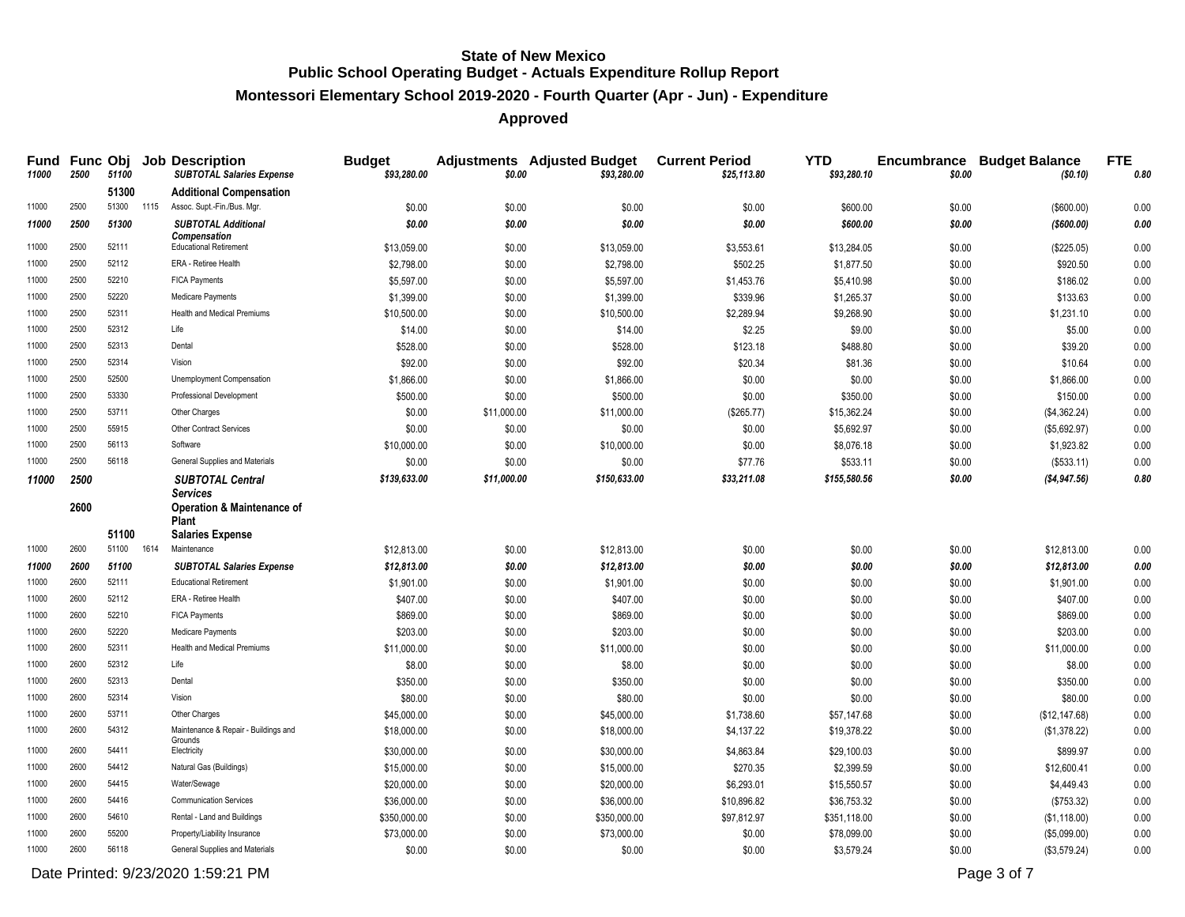## State of New Mexico
## Public School Operating Budget - Actuals Expenditure Rollup Report
### Montessori Elementary School 2019-2020 - Fourth Quarter (Apr - Jun) - Expenditure
### Approved

| Fund | Func | Obj | Job | Description | Budget | Adjustments | Adjusted Budget | Current Period | YTD | Encumbrance | Budget Balance | FTE |
|---|---|---|---|---|---|---|---|---|---|---|---|---|
| *11000* | *2500* | *51100* | | ***SUBTOTAL Salaries Expense*** | *$93,280.00* | *$0.00* | *$93,280.00* | *$25,113.80* | *$93,280.10* | *$0.00* | *($0.10)* | *0.80* |
| | | **51300** | | **Additional Compensation** | | | | | | | | |
| 11000 | 2500 | 51300 | 1115 | Assoc. Supt.-Fin./Bus. Mgr. | $0.00 | $0.00 | $0.00 | $0.00 | $600.00 | $0.00 | ($600.00) | 0.00 |
| *11000* | *2500* | *51300* | | ***SUBTOTAL Additional Compensation*** | *$0.00* | *$0.00* | *$0.00* | *$0.00* | *$600.00* | *$0.00* | *($600.00)* | *0.00* |
| 11000 | 2500 | 52111 | | Educational Retirement | $13,059.00 | $0.00 | $13,059.00 | $3,553.61 | $13,284.05 | $0.00 | ($225.05) | 0.00 |
| 11000 | 2500 | 52112 | | ERA - Retiree Health | $2,798.00 | $0.00 | $2,798.00 | $502.25 | $1,877.50 | $0.00 | $920.50 | 0.00 |
| 11000 | 2500 | 52210 | | FICA Payments | $5,597.00 | $0.00 | $5,597.00 | $1,453.76 | $5,410.98 | $0.00 | $186.02 | 0.00 |
| 11000 | 2500 | 52220 | | Medicare Payments | $1,399.00 | $0.00 | $1,399.00 | $339.96 | $1,265.37 | $0.00 | $133.63 | 0.00 |
| 11000 | 2500 | 52311 | | Health and Medical Premiums | $10,500.00 | $0.00 | $10,500.00 | $2,289.94 | $9,268.90 | $0.00 | $1,231.10 | 0.00 |
| 11000 | 2500 | 52312 | | Life | $14.00 | $0.00 | $14.00 | $2.25 | $9.00 | $0.00 | $5.00 | 0.00 |
| 11000 | 2500 | 52313 | | Dental | $528.00 | $0.00 | $528.00 | $123.18 | $488.80 | $0.00 | $39.20 | 0.00 |
| 11000 | 2500 | 52314 | | Vision | $92.00 | $0.00 | $92.00 | $20.34 | $81.36 | $0.00 | $10.64 | 0.00 |
| 11000 | 2500 | 52500 | | Unemployment Compensation | $1,866.00 | $0.00 | $1,866.00 | $0.00 | $0.00 | $0.00 | $1,866.00 | 0.00 |
| 11000 | 2500 | 53330 | | Professional Development | $500.00 | $0.00 | $500.00 | $0.00 | $350.00 | $0.00 | $150.00 | 0.00 |
| 11000 | 2500 | 53711 | | Other Charges | $0.00 | $11,000.00 | $11,000.00 | ($265.77) | $15,362.24 | $0.00 | ($4,362.24) | 0.00 |
| 11000 | 2500 | 55915 | | Other Contract Services | $0.00 | $0.00 | $0.00 | $0.00 | $5,692.97 | $0.00 | ($5,692.97) | 0.00 |
| 11000 | 2500 | 56113 | | Software | $10,000.00 | $0.00 | $10,000.00 | $0.00 | $8,076.18 | $0.00 | $1,923.82 | 0.00 |
| 11000 | 2500 | 56118 | | General Supplies and Materials | $0.00 | $0.00 | $0.00 | $77.76 | $533.11 | $0.00 | ($533.11) | 0.00 |
| *11000* | *2500* | | | ***SUBTOTAL Central Services*** | *$139,633.00* | *$11,000.00* | *$150,633.00* | *$33,211.08* | *$155,580.56* | *$0.00* | *($4,947.56)* | *0.80* |
| | **2600** | | | **Operation & Maintenance of Plant** | | | | | | | | |
| | | **51100** | | **Salaries Expense** | | | | | | | | |
| 11000 | 2600 | 51100 | 1614 | Maintenance | $12,813.00 | $0.00 | $12,813.00 | $0.00 | $0.00 | $0.00 | $12,813.00 | 0.00 |
| *11000* | *2600* | *51100* | | ***SUBTOTAL Salaries Expense*** | *$12,813.00* | *$0.00* | *$12,813.00* | *$0.00* | *$0.00* | *$0.00* | *$12,813.00* | *0.00* |
| 11000 | 2600 | 52111 | | Educational Retirement | $1,901.00 | $0.00 | $1,901.00 | $0.00 | $0.00 | $0.00 | $1,901.00 | 0.00 |
| 11000 | 2600 | 52112 | | ERA - Retiree Health | $407.00 | $0.00 | $407.00 | $0.00 | $0.00 | $0.00 | $407.00 | 0.00 |
| 11000 | 2600 | 52210 | | FICA Payments | $869.00 | $0.00 | $869.00 | $0.00 | $0.00 | $0.00 | $869.00 | 0.00 |
| 11000 | 2600 | 52220 | | Medicare Payments | $203.00 | $0.00 | $203.00 | $0.00 | $0.00 | $0.00 | $203.00 | 0.00 |
| 11000 | 2600 | 52311 | | Health and Medical Premiums | $11,000.00 | $0.00 | $11,000.00 | $0.00 | $0.00 | $0.00 | $11,000.00 | 0.00 |
| 11000 | 2600 | 52312 | | Life | $8.00 | $0.00 | $8.00 | $0.00 | $0.00 | $0.00 | $8.00 | 0.00 |
| 11000 | 2600 | 52313 | | Dental | $350.00 | $0.00 | $350.00 | $0.00 | $0.00 | $0.00 | $350.00 | 0.00 |
| 11000 | 2600 | 52314 | | Vision | $80.00 | $0.00 | $80.00 | $0.00 | $0.00 | $0.00 | $80.00 | 0.00 |
| 11000 | 2600 | 53711 | | Other Charges | $45,000.00 | $0.00 | $45,000.00 | $1,738.60 | $57,147.68 | $0.00 | ($12,147.68) | 0.00 |
| 11000 | 2600 | 54312 | | Maintenance & Repair - Buildings and Grounds | $18,000.00 | $0.00 | $18,000.00 | $4,137.22 | $19,378.22 | $0.00 | ($1,378.22) | 0.00 |
| 11000 | 2600 | 54411 | | Electricity | $30,000.00 | $0.00 | $30,000.00 | $4,863.84 | $29,100.03 | $0.00 | $899.97 | 0.00 |
| 11000 | 2600 | 54412 | | Natural Gas (Buildings) | $15,000.00 | $0.00 | $15,000.00 | $270.35 | $2,399.59 | $0.00 | $12,600.41 | 0.00 |
| 11000 | 2600 | 54415 | | Water/Sewage | $20,000.00 | $0.00 | $20,000.00 | $6,293.01 | $15,550.57 | $0.00 | $4,449.43 | 0.00 |
| 11000 | 2600 | 54416 | | Communication Services | $36,000.00 | $0.00 | $36,000.00 | $10,896.82 | $36,753.32 | $0.00 | ($753.32) | 0.00 |
| 11000 | 2600 | 54610 | | Rental - Land and Buildings | $350,000.00 | $0.00 | $350,000.00 | $97,812.97 | $351,118.00 | $0.00 | ($1,118.00) | 0.00 |
| 11000 | 2600 | 55200 | | Property/Liability Insurance | $73,000.00 | $0.00 | $73,000.00 | $0.00 | $78,099.00 | $0.00 | ($5,099.00) | 0.00 |
| 11000 | 2600 | 56118 | | General Supplies and Materials | $0.00 | $0.00 | $0.00 | $0.00 | $3,579.24 | $0.00 | ($3,579.24) | 0.00 |

Date Printed: 9/23/2020 1:59:21 PM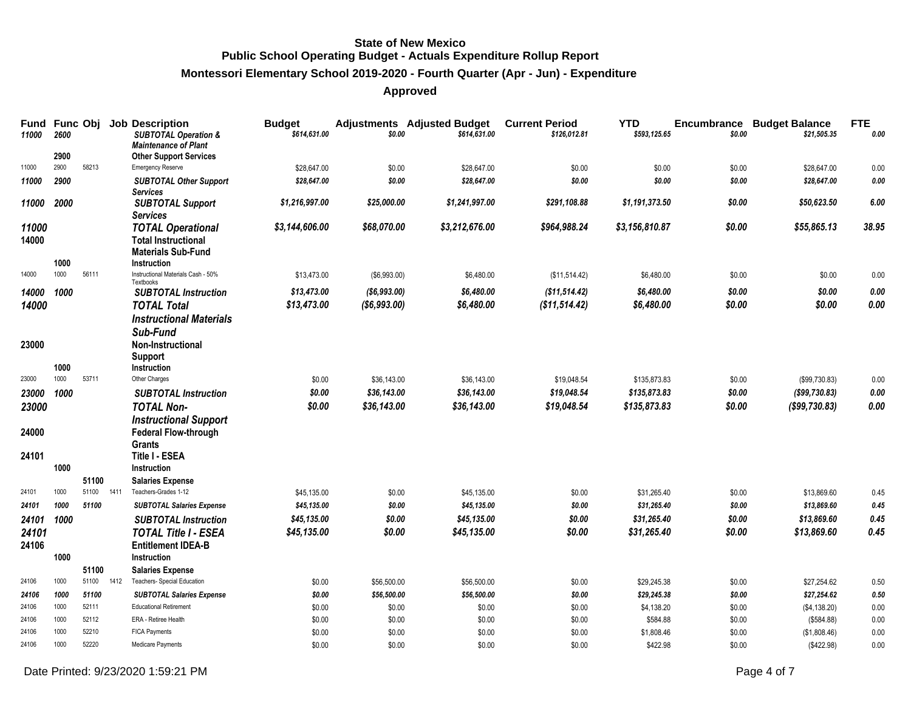**State of New Mexico**
**Public School Operating Budget - Actuals Expenditure Rollup Report**

**Montessori Elementary School 2019-2020 - Fourth Quarter (Apr - Jun) - Expenditure**

**Approved**

| Fund | Func | Obj | Job | Description | Budget | Adjustments | Adjusted Budget | Current Period | YTD | Encumbrance | Budget Balance | FTE |
|---|---|---|---|---|---|---|---|---|---|---|---|---|
| *11000* | *2600* | | | ***SUBTOTAL Operation & Maintenance of Plant*** | *$614,631.00* | *$0.00* | *$614,631.00* | *$126,012.81* | *$593,125.65* | *$0.00* | *$21,505.35* | *0.00* |
| | **2900** | | | **Other Support Services** | | | | | | | | |
| 11000 | 2900 | 58213 | | Emergency Reserve | $28,647.00 | $0.00 | $28,647.00 | $0.00 | $0.00 | $0.00 | $28,647.00 | 0.00 |
| *11000* | *2900* | | | ***SUBTOTAL Other Support Services*** | *$28,647.00* | *$0.00* | *$28,647.00* | *$0.00* | *$0.00* | *$0.00* | *$28,647.00* | *0.00* |
| *11000* | *2000* | | | ***SUBTOTAL Support Services*** | *$1,216,997.00* | *$25,000.00* | *$1,241,997.00* | *$291,108.88* | *$1,191,373.50* | *$0.00* | *$50,623.50* | *6.00* |
| *11000* | | | | ***TOTAL Operational*** | *$3,144,606.00* | *$68,070.00* | *$3,212,676.00* | *$964,988.24* | *$3,156,810.87* | *$0.00* | *$55,865.13* | *38.95* |
| **14000** | | | | **Total Instructional Materials Sub-Fund** | | | | | | | | |
| | **1000** | | | **Instruction** | | | | | | | | |
| 14000 | 1000 | 56111 | | Instructional Materials Cash - 50% Textbooks | $13,473.00 | ($6,993.00) | $6,480.00 | ($11,514.42) | $6,480.00 | $0.00 | $0.00 | 0.00 |
| *14000* | *1000* | | | ***SUBTOTAL Instruction*** | *$13,473.00* | *($6,993.00)* | *$6,480.00* | *($11,514.42)* | *$6,480.00* | *$0.00* | *$0.00* | *0.00* |
| *14000* | | | | ***TOTAL Total Instructional Materials Sub-Fund*** | *$13,473.00* | *($6,993.00)* | *$6,480.00* | *($11,514.42)* | *$6,480.00* | *$0.00* | *$0.00* | *0.00* |
| **23000** | | | | **Non-Instructional Support** | | | | | | | | |
| | **1000** | | | **Instruction** | | | | | | | | |
| 23000 | 1000 | 53711 | | Other Charges | $0.00 | $36,143.00 | $36,143.00 | $19,048.54 | $135,873.83 | $0.00 | ($99,730.83) | 0.00 |
| *23000* | *1000* | | | ***SUBTOTAL Instruction*** | *$0.00* | *$36,143.00* | *$36,143.00* | *$19,048.54* | *$135,873.83* | *$0.00* | *($99,730.83)* | *0.00* |
| *23000* | | | | ***TOTAL Non-Instructional Support*** | *$0.00* | *$36,143.00* | *$36,143.00* | *$19,048.54* | *$135,873.83* | *$0.00* | *($99,730.83)* | *0.00* |
| **24000** | | | | **Federal Flow-through Grants** | | | | | | | | |
| **24101** | | | | **Title I - ESEA** | | | | | | | | |
| | **1000** | | | **Instruction** | | | | | | | | |
| | | **51100** | | **Salaries Expense** | | | | | | | | |
| 24101 | 1000 | 51100 | 1411 | Teachers-Grades 1-12 | $45,135.00 | $0.00 | $45,135.00 | $0.00 | $31,265.40 | $0.00 | $13,869.60 | 0.45 |
| *24101* | *1000* | *51100* | | ***SUBTOTAL Salaries Expense*** | *$45,135.00* | *$0.00* | *$45,135.00* | *$0.00* | *$31,265.40* | *$0.00* | *$13,869.60* | *0.45* |
| *24101* | *1000* | | | ***SUBTOTAL Instruction*** | *$45,135.00* | *$0.00* | *$45,135.00* | *$0.00* | *$31,265.40* | *$0.00* | *$13,869.60* | *0.45* |
| *24101* | | | | ***TOTAL Title I - ESEA*** | *$45,135.00* | *$0.00* | *$45,135.00* | *$0.00* | *$31,265.40* | *$0.00* | *$13,869.60* | *0.45* |
| **24106** | | | | **Entitlement IDEA-B** | | | | | | | | |
| | **1000** | | | **Instruction** | | | | | | | | |
| | | **51100** | | **Salaries Expense** | | | | | | | | |
| 24106 | 1000 | 51100 | 1412 | Teachers- Special Education | $0.00 | $56,500.00 | $56,500.00 | $0.00 | $29,245.38 | $0.00 | $27,254.62 | 0.50 |
| *24106* | *1000* | *51100* | | ***SUBTOTAL Salaries Expense*** | *$0.00* | *$56,500.00* | *$56,500.00* | *$0.00* | *$29,245.38* | *$0.00* | *$27,254.62* | *0.50* |
| 24106 | 1000 | 52111 | | Educational Retirement | $0.00 | $0.00 | $0.00 | $0.00 | $4,138.20 | $0.00 | ($4,138.20) | 0.00 |
| 24106 | 1000 | 52112 | | ERA - Retiree Health | $0.00 | $0.00 | $0.00 | $0.00 | $584.88 | $0.00 | ($584.88) | 0.00 |
| 24106 | 1000 | 52210 | | FICA Payments | $0.00 | $0.00 | $0.00 | $0.00 | $1,808.46 | $0.00 | ($1,808.46) | 0.00 |
| 24106 | 1000 | 52220 | | Medicare Payments | $0.00 | $0.00 | $0.00 | $0.00 | $422.98 | $0.00 | ($422.98) | 0.00 |

Date Printed: 9/23/2020 1:59:21 PM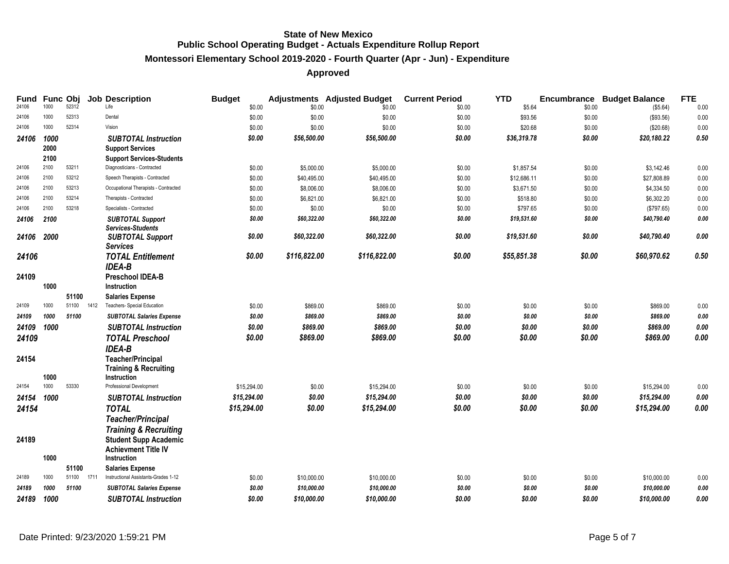# State of New Mexico
## Public School Operating Budget - Actuals Expenditure Rollup Report
### Montessori Elementary School 2019-2020 - Fourth Quarter (Apr - Jun) - Expenditure
### Approved

| Fund | Func | Obj | Job | Description | Budget | Adjustments | Adjusted Budget | Current Period | YTD | Encumbrance | Budget Balance | FTE |
|---|---|---|---|---|---|---|---|---|---|---|---|---|
| 24106 | 1000 | 52312 | | Life | $0.00 | $0.00 | $0.00 | $0.00 | $5.64 | $0.00 | ($5.64) | 0.00 |
| 24106 | 1000 | 52313 | | Dental | $0.00 | $0.00 | $0.00 | $0.00 | $93.56 | $0.00 | ($93.56) | 0.00 |
| 24106 | 1000 | 52314 | | Vision | $0.00 | $0.00 | $0.00 | $0.00 | $20.68 | $0.00 | ($20.68) | 0.00 |
| ***24106*** | ***1000*** | | | ***SUBTOTAL Instruction*** | ***$0.00*** | ***$56,500.00*** | ***$56,500.00*** | ***$0.00*** | ***$36,319.78*** | ***$0.00*** | ***$20,180.22*** | ***0.50*** |
| | **2000** | | | **Support Services** | | | | | | | | |
| | **2100** | | | **Support Services-Students** | | | | | | | | |
| 24106 | 2100 | 53211 | | Diagnosticians - Contracted | $0.00 | $5,000.00 | $5,000.00 | $0.00 | $1,857.54 | $0.00 | $3,142.46 | 0.00 |
| 24106 | 2100 | 53212 | | Speech Therapists - Contracted | $0.00 | $40,495.00 | $40,495.00 | $0.00 | $12,686.11 | $0.00 | $27,808.89 | 0.00 |
| 24106 | 2100 | 53213 | | Occupational Therapists - Contracted | $0.00 | $8,006.00 | $8,006.00 | $0.00 | $3,671.50 | $0.00 | $4,334.50 | 0.00 |
| 24106 | 2100 | 53214 | | Therapists - Contracted | $0.00 | $6,821.00 | $6,821.00 | $0.00 | $518.80 | $0.00 | $6,302.20 | 0.00 |
| 24106 | 2100 | 53218 | | Specialists - Contracted | $0.00 | $0.00 | $0.00 | $0.00 | $797.65 | $0.00 | ($797.65) | 0.00 |
| ***24106*** | ***2100*** | | | ***SUBTOTAL Support Services-Students*** | ***$0.00*** | ***$60,322.00*** | ***$60,322.00*** | ***$0.00*** | ***$19,531.60*** | ***$0.00*** | ***$40,790.40*** | ***0.00*** |
| ***24106*** | ***2000*** | | | ***SUBTOTAL Support Services*** | ***$0.00*** | ***$60,322.00*** | ***$60,322.00*** | ***$0.00*** | ***$19,531.60*** | ***$0.00*** | ***$40,790.40*** | ***0.00*** |
| ***24106*** | | | | ***TOTAL Entitlement IDEA-B*** | ***$0.00*** | ***$116,822.00*** | ***$116,822.00*** | ***$0.00*** | ***$55,851.38*** | ***$0.00*** | ***$60,970.62*** | ***0.50*** |
| **24109** | | | | **Preschool IDEA-B** | | | | | | | | |
| | **1000** | | | **Instruction** | | | | | | | | |
| | | **51100** | | **Salaries Expense** | | | | | | | | |
| 24109 | 1000 | 51100 | 1412 | Teachers- Special Education | $0.00 | $869.00 | $869.00 | $0.00 | $0.00 | $0.00 | $869.00 | 0.00 |
| ***24109*** | ***1000*** | ***51100*** | | ***SUBTOTAL Salaries Expense*** | ***$0.00*** | ***$869.00*** | ***$869.00*** | ***$0.00*** | ***$0.00*** | ***$0.00*** | ***$869.00*** | ***0.00*** |
| ***24109*** | ***1000*** | | | ***SUBTOTAL Instruction*** | ***$0.00*** | ***$869.00*** | ***$869.00*** | ***$0.00*** | ***$0.00*** | ***$0.00*** | ***$869.00*** | ***0.00*** |
| ***24109*** | | | | ***TOTAL Preschool IDEA-B*** | ***$0.00*** | ***$869.00*** | ***$869.00*** | ***$0.00*** | ***$0.00*** | ***$0.00*** | ***$869.00*** | ***0.00*** |
| **24154** | | | | **Teacher/Principal Training & Recruiting** | | | | | | | | |
| | **1000** | | | **Instruction** | | | | | | | | |
| 24154 | 1000 | 53330 | | Professional Development | $15,294.00 | $0.00 | $15,294.00 | $0.00 | $0.00 | $0.00 | $15,294.00 | 0.00 |
| ***24154*** | ***1000*** | | | ***SUBTOTAL Instruction*** | ***$15,294.00*** | ***$0.00*** | ***$15,294.00*** | ***$0.00*** | ***$0.00*** | ***$0.00*** | ***$15,294.00*** | ***0.00*** |
| ***24154*** | | | | ***TOTAL Teacher/Principal Training & Recruiting*** | ***$15,294.00*** | ***$0.00*** | ***$15,294.00*** | ***$0.00*** | ***$0.00*** | ***$0.00*** | ***$15,294.00*** | ***0.00*** |
| **24189** | | | | **Student Supp Academic Achievment Title IV** | | | | | | | | |
| | **1000** | | | **Instruction** | | | | | | | | |
| | | **51100** | | **Salaries Expense** | | | | | | | | |
| 24189 | 1000 | 51100 | 1711 | Instructional Assistants-Grades 1-12 | $0.00 | $10,000.00 | $10,000.00 | $0.00 | $0.00 | $0.00 | $10,000.00 | 0.00 |
| ***24189*** | ***1000*** | ***51100*** | | ***SUBTOTAL Salaries Expense*** | ***$0.00*** | ***$10,000.00*** | ***$10,000.00*** | ***$0.00*** | ***$0.00*** | ***$0.00*** | ***$10,000.00*** | ***0.00*** |
| ***24189*** | ***1000*** | | | ***SUBTOTAL Instruction*** | ***$0.00*** | ***$10,000.00*** | ***$10,000.00*** | ***$0.00*** | ***$0.00*** | ***$0.00*** | ***$10,000.00*** | ***0.00*** |

Date Printed: 9/23/2020 1:59:21 PM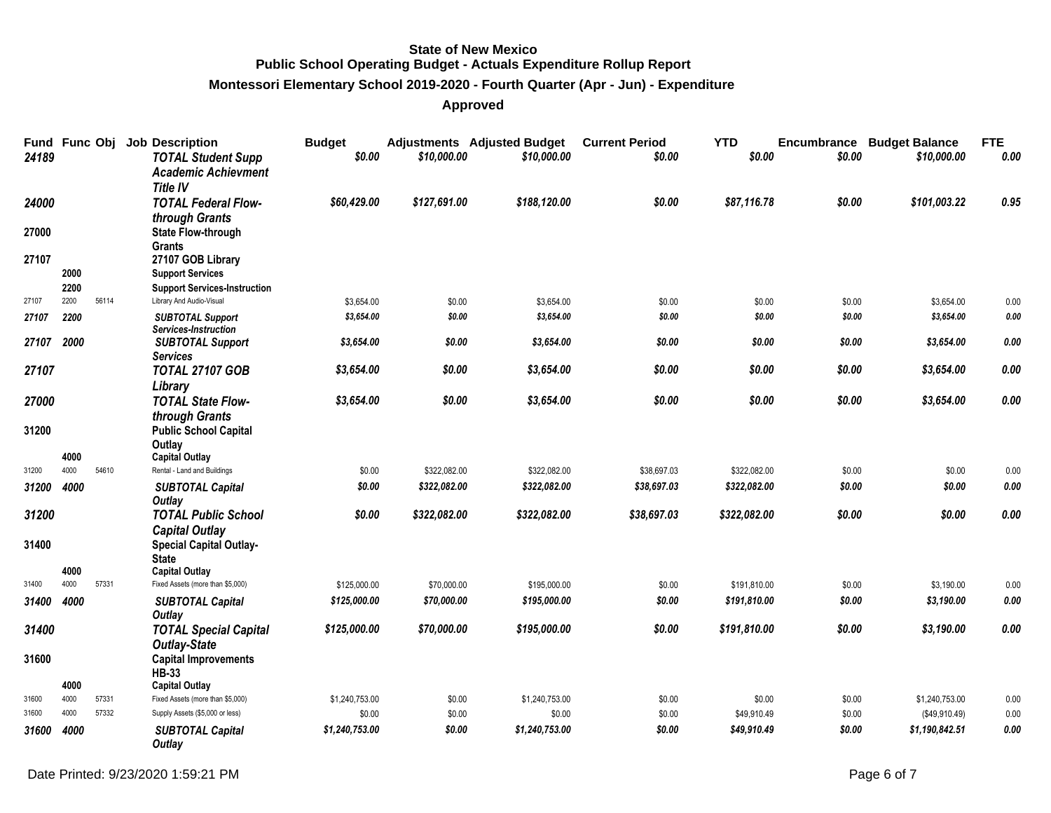**State of New Mexico**
**Public School Operating Budget - Actuals Expenditure Rollup Report**
**Montessori Elementary School 2019-2020 - Fourth Quarter (Apr - Jun) - Expenditure**
**Approved**

| Fund | Func | Obj | Job | Description | Budget | Adjustments | Adjusted Budget | Current Period | YTD | Encumbrance | Budget Balance | FTE |
|---|---|---|---|---|---|---|---|---|---|---|---|---|
| *24189* | | | | *TOTAL Student Supp Academic Achievment Title IV* | *$0.00* | *$10,000.00* | *$10,000.00* | *$0.00* | *$0.00* | *$0.00* | *$10,000.00* | *0.00* |
| *24000* | | | | *TOTAL Federal Flow-through Grants* | *$60,429.00* | *$127,691.00* | *$188,120.00* | *$0.00* | *$87,116.78* | *$0.00* | *$101,003.22* | *0.95* |
| 27000 | | | | State Flow-through Grants | | | | | | | | |
| 27107 | | | | 27107 GOB Library | | | | | | | | |
| | 2000 | | | Support Services | | | | | | | | |
| | 2200 | | | Support Services-Instruction | | | | | | | | |
| 27107 | 2200 | 56114 | | Library And Audio-Visual | $3,654.00 | $0.00 | $3,654.00 | $0.00 | $0.00 | $0.00 | $3,654.00 | 0.00 |
| *27107* | *2200* | | | *SUBTOTAL Support Services-Instruction* | *$3,654.00* | *$0.00* | *$3,654.00* | *$0.00* | *$0.00* | *$0.00* | *$3,654.00* | *0.00* |
| *27107* | *2000* | | | *SUBTOTAL Support Services* | *$3,654.00* | *$0.00* | *$3,654.00* | *$0.00* | *$0.00* | *$0.00* | *$3,654.00* | *0.00* |
| *27107* | | | | *TOTAL 27107 GOB Library* | *$3,654.00* | *$0.00* | *$3,654.00* | *$0.00* | *$0.00* | *$0.00* | *$3,654.00* | *0.00* |
| *27000* | | | | *TOTAL State Flow-through Grants* | *$3,654.00* | *$0.00* | *$3,654.00* | *$0.00* | *$0.00* | *$0.00* | *$3,654.00* | *0.00* |
| 31200 | | | | Public School Capital Outlay | | | | | | | | |
| | 4000 | | | Capital Outlay | | | | | | | | |
| 31200 | 4000 | 54610 | | Rental - Land and Buildings | $0.00 | $322,082.00 | $322,082.00 | $38,697.03 | $322,082.00 | $0.00 | $0.00 | 0.00 |
| *31200* | *4000* | | | *SUBTOTAL Capital Outlay* | *$0.00* | *$322,082.00* | *$322,082.00* | *$38,697.03* | *$322,082.00* | *$0.00* | *$0.00* | *0.00* |
| *31200* | | | | *TOTAL Public School Capital Outlay* | *$0.00* | *$322,082.00* | *$322,082.00* | *$38,697.03* | *$322,082.00* | *$0.00* | *$0.00* | *0.00* |
| 31400 | | | | Special Capital Outlay-State | | | | | | | | |
| | 4000 | | | Capital Outlay | | | | | | | | |
| 31400 | 4000 | 57331 | | Fixed Assets (more than $5,000) | $125,000.00 | $70,000.00 | $195,000.00 | $0.00 | $191,810.00 | $0.00 | $3,190.00 | 0.00 |
| *31400* | *4000* | | | *SUBTOTAL Capital Outlay* | *$125,000.00* | *$70,000.00* | *$195,000.00* | *$0.00* | *$191,810.00* | *$0.00* | *$3,190.00* | *0.00* |
| *31400* | | | | *TOTAL Special Capital Outlay-State* | *$125,000.00* | *$70,000.00* | *$195,000.00* | *$0.00* | *$191,810.00* | *$0.00* | *$3,190.00* | *0.00* |
| 31600 | | | | Capital Improvements HB-33 | | | | | | | | |
| | 4000 | | | Capital Outlay | | | | | | | | |
| 31600 | 4000 | 57331 | | Fixed Assets (more than $5,000) | $1,240,753.00 | $0.00 | $1,240,753.00 | $0.00 | $0.00 | $0.00 | $1,240,753.00 | 0.00 |
| 31600 | 4000 | 57332 | | Supply Assets ($5,000 or less) | $0.00 | $0.00 | $0.00 | $0.00 | $49,910.49 | $0.00 | ($49,910.49) | 0.00 |
| *31600* | *4000* | | | *SUBTOTAL Capital Outlay* | *$1,240,753.00* | *$0.00* | *$1,240,753.00* | *$0.00* | *$49,910.49* | *$0.00* | *$1,190,842.51* | *0.00* |

Date Printed: 9/23/2020 1:59:21 PM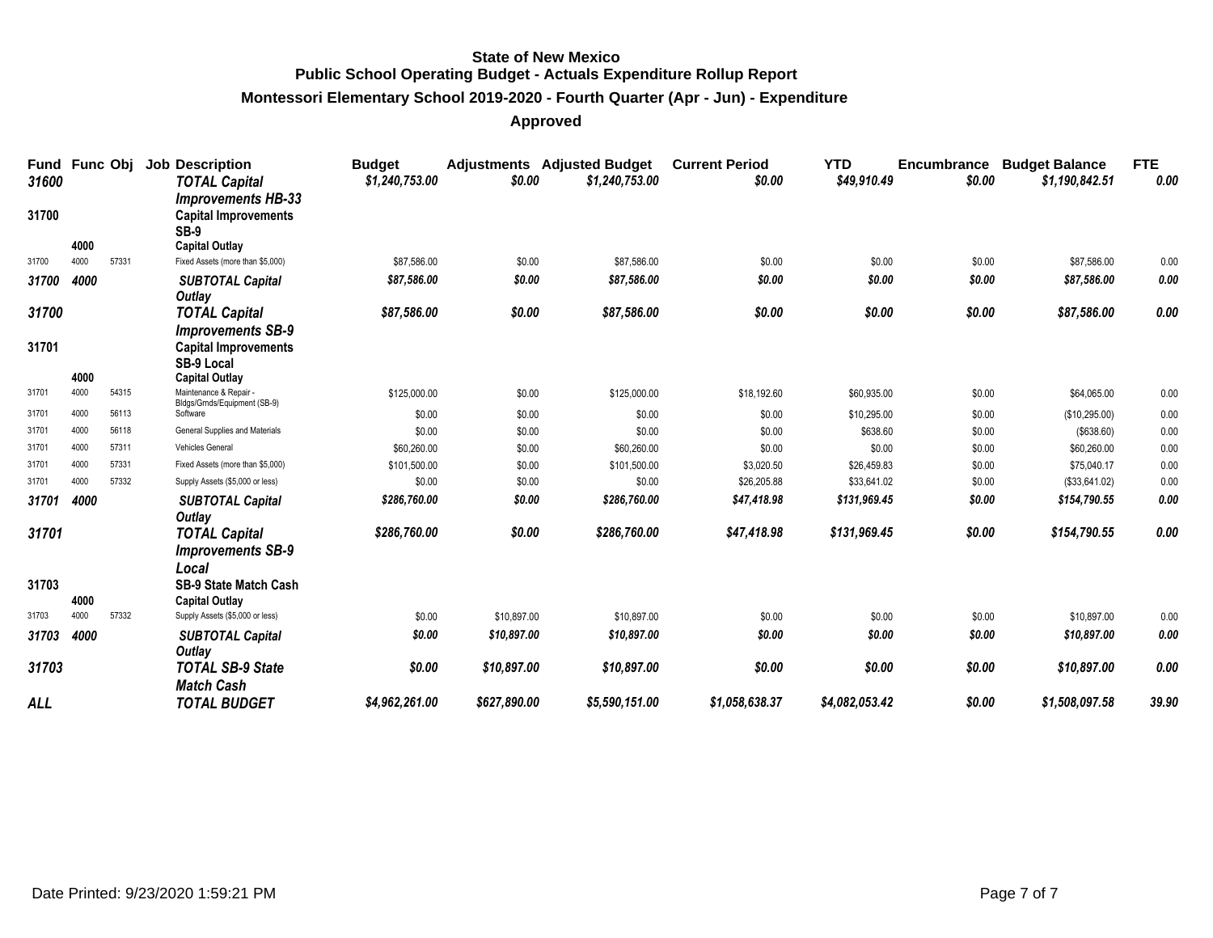**State of New Mexico**
**Public School Operating Budget - Actuals Expenditure Rollup Report**
**Montessori Elementary School 2019-2020 - Fourth Quarter (Apr - Jun) - Expenditure**
**Approved**

| Fund | Func | Obj | Job | Description | Budget | Adjustments | Adjusted Budget | Current Period | YTD | Encumbrance | Budget Balance | FTE |
|---|---|---|---|---|---|---|---|---|---|---|---|---|
| *31600* | | | | *TOTAL Capital Improvements HB-33* | *$1,240,753.00* | *$0.00* | *$1,240,753.00* | *$0.00* | *$49,910.49* | *$0.00* | *$1,190,842.51* | *0.00* |
| **31700** | | | | **Capital Improvements SB-9** | | | | | | | | |
| | **4000** | | | **Capital Outlay** | | | | | | | | |
| 31700 | 4000 | 57331 | | Fixed Assets (more than $5,000) | $87,586.00 | $0.00 | $87,586.00 | $0.00 | $0.00 | $0.00 | $87,586.00 | 0.00 |
| *31700* | *4000* | | | *SUBTOTAL Capital Outlay* | *$87,586.00* | *$0.00* | *$87,586.00* | *$0.00* | *$0.00* | *$0.00* | *$87,586.00* | *0.00* |
| *31700* | | | | *TOTAL Capital Improvements SB-9* | *$87,586.00* | *$0.00* | *$87,586.00* | *$0.00* | *$0.00* | *$0.00* | *$87,586.00* | *0.00* |
| **31701** | | | | **Capital Improvements SB-9 Local** | | | | | | | | |
| | **4000** | | | **Capital Outlay** | | | | | | | | |
| 31701 | 4000 | 54315 | | Maintenance & Repair - Bldgs/Grnds/Equipment (SB-9) | $125,000.00 | $0.00 | $125,000.00 | $18,192.60 | $60,935.00 | $0.00 | $64,065.00 | 0.00 |
| 31701 | 4000 | 56113 | | Software | $0.00 | $0.00 | $0.00 | $0.00 | $10,295.00 | $0.00 | ($10,295.00) | 0.00 |
| 31701 | 4000 | 56118 | | General Supplies and Materials | $0.00 | $0.00 | $0.00 | $0.00 | $638.60 | $0.00 | ($638.60) | 0.00 |
| 31701 | 4000 | 57311 | | Vehicles General | $60,260.00 | $0.00 | $60,260.00 | $0.00 | $0.00 | $0.00 | $60,260.00 | 0.00 |
| 31701 | 4000 | 57331 | | Fixed Assets (more than $5,000) | $101,500.00 | $0.00 | $101,500.00 | $3,020.50 | $26,459.83 | $0.00 | $75,040.17 | 0.00 |
| 31701 | 4000 | 57332 | | Supply Assets ($5,000 or less) | $0.00 | $0.00 | $0.00 | $26,205.88 | $33,641.02 | $0.00 | ($33,641.02) | 0.00 |
| *31701* | *4000* | | | *SUBTOTAL Capital Outlay* | *$286,760.00* | *$0.00* | *$286,760.00* | *$47,418.98* | *$131,969.45* | *$0.00* | *$154,790.55* | *0.00* |
| *31701* | | | | *TOTAL Capital Improvements SB-9 Local* | *$286,760.00* | *$0.00* | *$286,760.00* | *$47,418.98* | *$131,969.45* | *$0.00* | *$154,790.55* | *0.00* |
| **31703** | | | | **SB-9 State Match Cash** | | | | | | | | |
| | **4000** | | | **Capital Outlay** | | | | | | | | |
| 31703 | 4000 | 57332 | | Supply Assets ($5,000 or less) | $0.00 | $10,897.00 | $10,897.00 | $0.00 | $0.00 | $0.00 | $10,897.00 | 0.00 |
| *31703* | *4000* | | | *SUBTOTAL Capital Outlay* | *$0.00* | *$10,897.00* | *$10,897.00* | *$0.00* | *$0.00* | *$0.00* | *$10,897.00* | *0.00* |
| *31703* | | | | *TOTAL SB-9 State Match Cash* | *$0.00* | *$10,897.00* | *$10,897.00* | *$0.00* | *$0.00* | *$0.00* | *$10,897.00* | *0.00* |
| *ALL* | | | | *TOTAL BUDGET* | *$4,962,261.00* | *$627,890.00* | *$5,590,151.00* | *$1,058,638.37* | *$4,082,053.42* | *$0.00* | *$1,508,097.58* | *39.90* |

Date Printed: 9/23/2020 1:59:21 PM